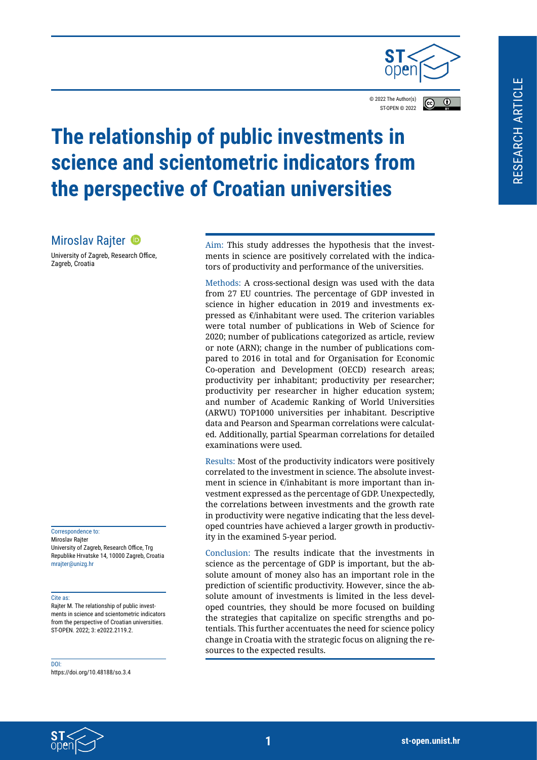© 2022 The Author(s)
ST-OPEN © 2022

# The relationship of public investments in science and scientometric indicators from the perspective of Croatian universities

## Miroslav Rajter

University of Zagreb, Research Office, Zagreb, Croatia

**Aim:** This study addresses the hypothesis that the investments in science are positively correlated with the indicators of productivity and performance of the universities.

**Methods:** A cross-sectional design was used with the data from 27 EU countries. The percentage of GDP invested in science in higher education in 2019 and investments expressed as €/inhabitant were used. The criterion variables were total number of publications in Web of Science for 2020; number of publications categorized as article, review or note (ARN); change in the number of publications compared to 2016 in total and for Organisation for Economic Co-operation and Development (OECD) research areas; productivity per inhabitant; productivity per researcher; productivity per researcher in higher education system; and number of Academic Ranking of World Universities (ARWU) TOP1000 universities per inhabitant. Descriptive data and Pearson and Spearman correlations were calculated. Additionally, partial Spearman correlations for detailed examinations were used.

**Results:** Most of the productivity indicators were positively correlated to the investment in science. The absolute investment in science in €/inhabitant is more important than investment expressed as the percentage of GDP. Unexpectedly, the correlations between investments and the growth rate in productivity were negative indicating that the less developed countries have achieved a larger growth in productivity in the examined 5-year period.

**Conclusion:** The results indicate that the investments in science as the percentage of GDP is important, but the absolute amount of money also has an important role in the prediction of scientific productivity. However, since the absolute amount of investments is limited in the less developed countries, they should be more focused on building the strategies that capitalize on specific strengths and potentials. This further accentuates the need for science policy change in Croatia with the strategic focus on aligning the resources to the expected results.

Correspondence to:
Miroslav Rajter
University of Zagreb, Research Office, Trg Republike Hrvatske 14, 10000 Zagreb, Croatia
mrajter@unizg.hr

Cite as:
Rajter M. The relationship of public investments in science and scientometric indicators from the perspective of Croatian universities. ST-OPEN. 2022; 3: e2022.2119.2.

DOI:
https://doi.org/10.48188/so.3.4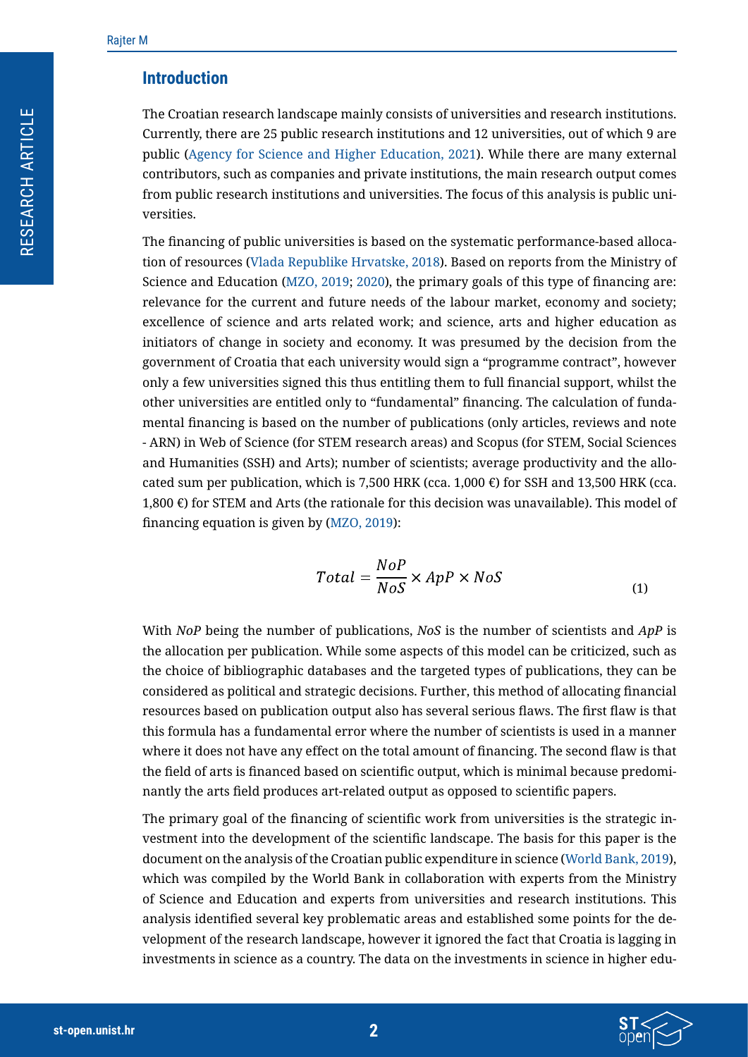## Introduction

The Croatian research landscape mainly consists of universities and research institutions. Currently, there are 25 public research institutions and 12 universities, out of which 9 are public (Agency for Science and Higher Education, 2021). While there are many external contributors, such as companies and private institutions, the main research output comes from public research institutions and universities. The focus of this analysis is public universities.

The financing of public universities is based on the systematic performance-based allocation of resources (Vlada Republike Hrvatske, 2018). Based on reports from the Ministry of Science and Education (MZO, 2019; 2020), the primary goals of this type of financing are: relevance for the current and future needs of the labour market, economy and society; excellence of science and arts related work; and science, arts and higher education as initiators of change in society and economy. It was presumed by the decision from the government of Croatia that each university would sign a "programme contract", however only a few universities signed this thus entitling them to full financial support, whilst the other universities are entitled only to "fundamental" financing. The calculation of fundamental financing is based on the number of publications (only articles, reviews and note - ARN) in Web of Science (for STEM research areas) and Scopus (for STEM, Social Sciences and Humanities (SSH) and Arts); number of scientists; average productivity and the allocated sum per publication, which is 7,500 HRK (cca. 1,000 €) for SSH and 13,500 HRK (cca. 1,800 €) for STEM and Arts (the rationale for this decision was unavailable). This model of financing equation is given by (MZO, 2019):

$$Total = \frac{NoP}{NoS} \times ApP \times NoS \tag{1}$$

With *NoP* being the number of publications, *NoS* is the number of scientists and *ApP* is the allocation per publication. While some aspects of this model can be criticized, such as the choice of bibliographic databases and the targeted types of publications, they can be considered as political and strategic decisions. Further, this method of allocating financial resources based on publication output also has several serious flaws. The first flaw is that this formula has a fundamental error where the number of scientists is used in a manner where it does not have any effect on the total amount of financing. The second flaw is that the field of arts is financed based on scientific output, which is minimal because predominantly the arts field produces art-related output as opposed to scientific papers.

The primary goal of the financing of scientific work from universities is the strategic investment into the development of the scientific landscape. The basis for this paper is the document on the analysis of the Croatian public expenditure in science (World Bank, 2019), which was compiled by the World Bank in collaboration with experts from the Ministry of Science and Education and experts from universities and research institutions. This analysis identified several key problematic areas and established some points for the development of the research landscape, however it ignored the fact that Croatia is lagging in investments in science as a country. The data on the investments in science in higher edu-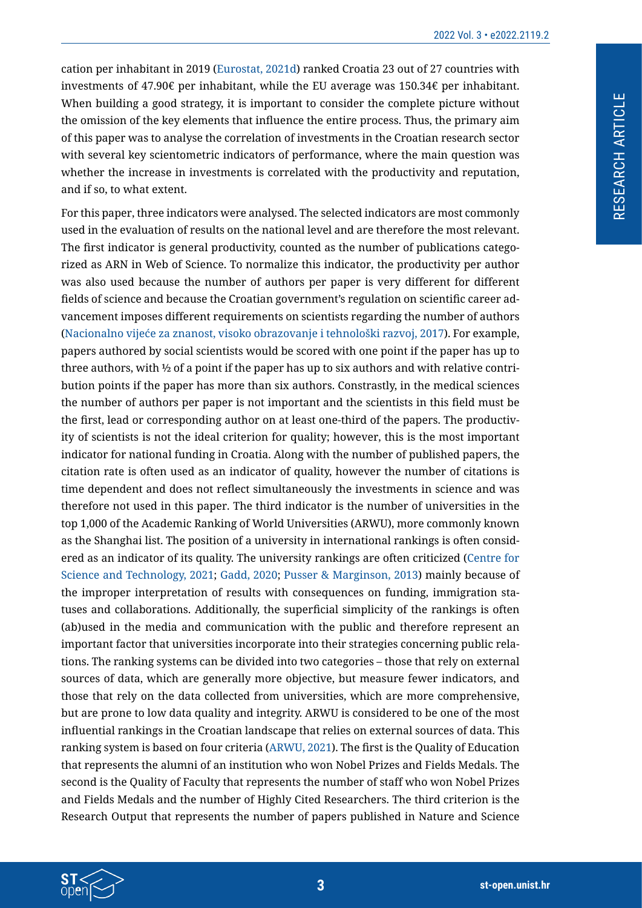cation per inhabitant in 2019 (Eurostat, 2021d) ranked Croatia 23 out of 27 countries with investments of 47.90€ per inhabitant, while the EU average was 150.34€ per inhabitant. When building a good strategy, it is important to consider the complete picture without the omission of the key elements that influence the entire process. Thus, the primary aim of this paper was to analyse the correlation of investments in the Croatian research sector with several key scientometric indicators of performance, where the main question was whether the increase in investments is correlated with the productivity and reputation, and if so, to what extent.

For this paper, three indicators were analysed. The selected indicators are most commonly used in the evaluation of results on the national level and are therefore the most relevant. The first indicator is general productivity, counted as the number of publications categorized as ARN in Web of Science. To normalize this indicator, the productivity per author was also used because the number of authors per paper is very different for different fields of science and because the Croatian government's regulation on scientific career advancement imposes different requirements on scientists regarding the number of authors (Nacionalno vijeće za znanost, visoko obrazovanje i tehnološki razvoj, 2017). For example, papers authored by social scientists would be scored with one point if the paper has up to three authors, with ½ of a point if the paper has up to six authors and with relative contribution points if the paper has more than six authors. Constrastly, in the medical sciences the number of authors per paper is not important and the scientists in this field must be the first, lead or corresponding author on at least one-third of the papers. The productivity of scientists is not the ideal criterion for quality; however, this is the most important indicator for national funding in Croatia. Along with the number of published papers, the citation rate is often used as an indicator of quality, however the number of citations is time dependent and does not reflect simultaneously the investments in science and was therefore not used in this paper. The third indicator is the number of universities in the top 1,000 of the Academic Ranking of World Universities (ARWU), more commonly known as the Shanghai list. The position of a university in international rankings is often considered as an indicator of its quality. The university rankings are often criticized (Centre for Science and Technology, 2021; Gadd, 2020; Pusser & Marginson, 2013) mainly because of the improper interpretation of results with consequences on funding, immigration statuses and collaborations. Additionally, the superficial simplicity of the rankings is often (ab)used in the media and communication with the public and therefore represent an important factor that universities incorporate into their strategies concerning public relations. The ranking systems can be divided into two categories – those that rely on external sources of data, which are generally more objective, but measure fewer indicators, and those that rely on the data collected from universities, which are more comprehensive, but are prone to low data quality and integrity. ARWU is considered to be one of the most influential rankings in the Croatian landscape that relies on external sources of data. This ranking system is based on four criteria (ARWU, 2021). The first is the Quality of Education that represents the alumni of an institution who won Nobel Prizes and Fields Medals. The second is the Quality of Faculty that represents the number of staff who won Nobel Prizes and Fields Medals and the number of Highly Cited Researchers. The third criterion is the Research Output that represents the number of papers published in Nature and Science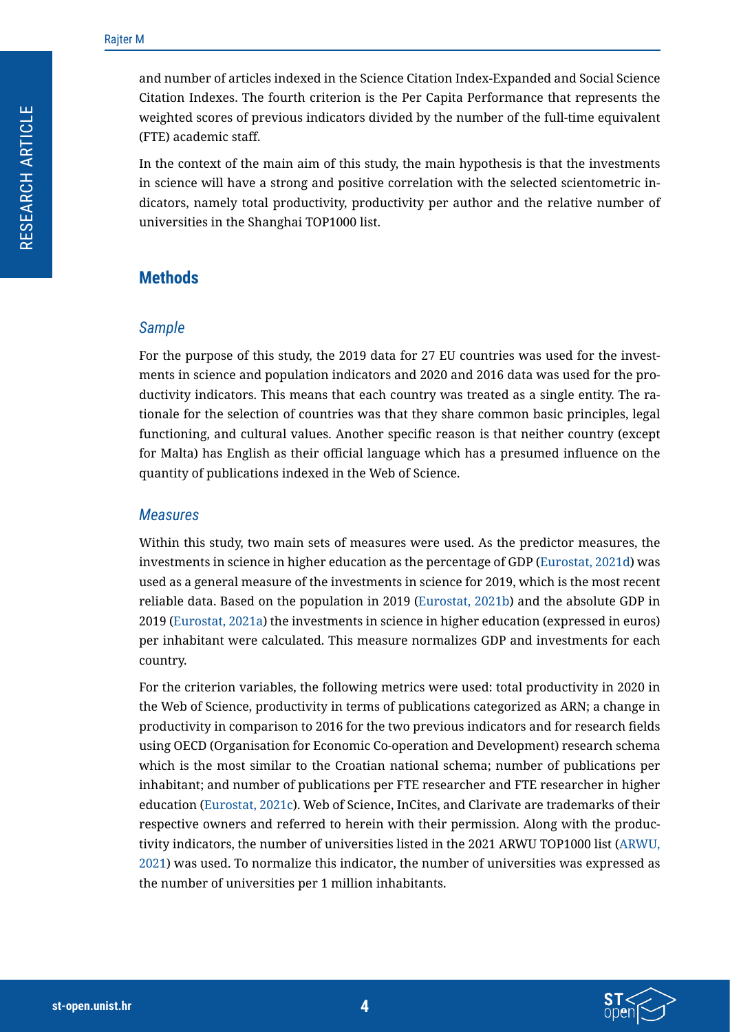and number of articles indexed in the Science Citation Index-Expanded and Social Science Citation Indexes. The fourth criterion is the Per Capita Performance that represents the weighted scores of previous indicators divided by the number of the full-time equivalent (FTE) academic staff.

In the context of the main aim of this study, the main hypothesis is that the investments in science will have a strong and positive correlation with the selected scientometric indicators, namely total productivity, productivity per author and the relative number of universities in the Shanghai TOP1000 list.

## Methods

### *Sample*

For the purpose of this study, the 2019 data for 27 EU countries was used for the investments in science and population indicators and 2020 and 2016 data was used for the productivity indicators. This means that each country was treated as a single entity. The rationale for the selection of countries was that they share common basic principles, legal functioning, and cultural values. Another specific reason is that neither country (except for Malta) has English as their official language which has a presumed influence on the quantity of publications indexed in the Web of Science.

### *Measures*

Within this study, two main sets of measures were used. As the predictor measures, the investments in science in higher education as the percentage of GDP (Eurostat, 2021d) was used as a general measure of the investments in science for 2019, which is the most recent reliable data. Based on the population in 2019 (Eurostat, 2021b) and the absolute GDP in 2019 (Eurostat, 2021a) the investments in science in higher education (expressed in euros) per inhabitant were calculated. This measure normalizes GDP and investments for each country.

For the criterion variables, the following metrics were used: total productivity in 2020 in the Web of Science, productivity in terms of publications categorized as ARN; a change in productivity in comparison to 2016 for the two previous indicators and for research fields using OECD (Organisation for Economic Co-operation and Development) research schema which is the most similar to the Croatian national schema; number of publications per inhabitant; and number of publications per FTE researcher and FTE researcher in higher education (Eurostat, 2021c). Web of Science, InCites, and Clarivate are trademarks of their respective owners and referred to herein with their permission. Along with the productivity indicators, the number of universities listed in the 2021 ARWU TOP1000 list (ARWU, 2021) was used. To normalize this indicator, the number of universities was expressed as the number of universities per 1 million inhabitants.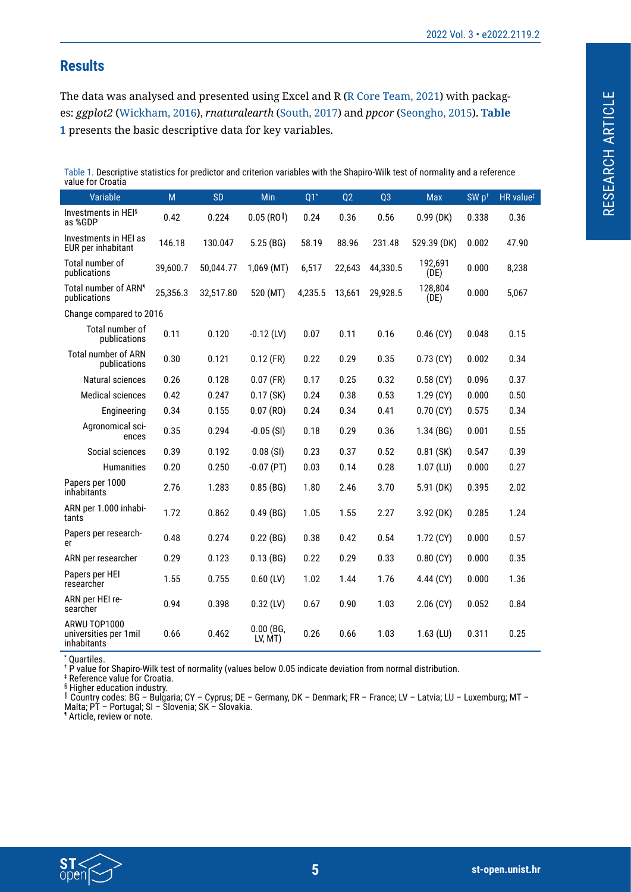## Results

The data was analysed and presented using Excel and R (R Core Team, 2021) with packages: *ggplot2* (Wickham, 2016), *rnaturalearth* (South, 2017) and *ppcor* (Seongho, 2015). **Table 1** presents the basic descriptive data for key variables.

Table 1. Descriptive statistics for predictor and criterion variables with the Shapiro-Wilk test of normality and a reference value for Croatia

| Variable | M | SD | Min | Q1* | Q2 | Q3 | Max | SW p† | HR value‡ |
|---|---|---|---|---|---|---|---|---|---|
| Investments in HEI§ as %GDP | 0.42 | 0.224 | 0.05 (RO‖) | 0.24 | 0.36 | 0.56 | 0.99 (DK) | 0.338 | 0.36 |
| Investments in HEI as EUR per inhabitant | 146.18 | 130.047 | 5.25 (BG) | 58.19 | 88.96 | 231.48 | 529.39 (DK) | 0.002 | 47.90 |
| Total number of publications | 39,600.7 | 50,044.77 | 1,069 (MT) | 6,517 | 22,643 | 44,330.5 | 192,691 (DE) | 0.000 | 8,238 |
| Total number of ARN¶ publications | 25,356.3 | 32,517.80 | 520 (MT) | 4,235.5 | 13,661 | 29,928.5 | 128,804 (DE) | 0.000 | 5,067 |
| Change compared to 2016 | | | | | | | | | |
| Total number of publications | 0.11 | 0.120 | -0.12 (LV) | 0.07 | 0.11 | 0.16 | 0.46 (CY) | 0.048 | 0.15 |
| Total number of ARN publications | 0.30 | 0.121 | 0.12 (FR) | 0.22 | 0.29 | 0.35 | 0.73 (CY) | 0.002 | 0.34 |
| Natural sciences | 0.26 | 0.128 | 0.07 (FR) | 0.17 | 0.25 | 0.32 | 0.58 (CY) | 0.096 | 0.37 |
| Medical sciences | 0.42 | 0.247 | 0.17 (SK) | 0.24 | 0.38 | 0.53 | 1.29 (CY) | 0.000 | 0.50 |
| Engineering | 0.34 | 0.155 | 0.07 (RO) | 0.24 | 0.34 | 0.41 | 0.70 (CY) | 0.575 | 0.34 |
| Agronomical sciences | 0.35 | 0.294 | -0.05 (SI) | 0.18 | 0.29 | 0.36 | 1.34 (BG) | 0.001 | 0.55 |
| Social sciences | 0.39 | 0.192 | 0.08 (SI) | 0.23 | 0.37 | 0.52 | 0.81 (SK) | 0.547 | 0.39 |
| Humanities | 0.20 | 0.250 | -0.07 (PT) | 0.03 | 0.14 | 0.28 | 1.07 (LU) | 0.000 | 0.27 |
| Papers per 1000 inhabitants | 2.76 | 1.283 | 0.85 (BG) | 1.80 | 2.46 | 3.70 | 5.91 (DK) | 0.395 | 2.02 |
| ARN per 1.000 inhabitants | 1.72 | 0.862 | 0.49 (BG) | 1.05 | 1.55 | 2.27 | 3.92 (DK) | 0.285 | 1.24 |
| Papers per researcher | 0.48 | 0.274 | 0.22 (BG) | 0.38 | 0.42 | 0.54 | 1.72 (CY) | 0.000 | 0.57 |
| ARN per researcher | 0.29 | 0.123 | 0.13 (BG) | 0.22 | 0.29 | 0.33 | 0.80 (CY) | 0.000 | 0.35 |
| Papers per HEI researcher | 1.55 | 0.755 | 0.60 (LV) | 1.02 | 1.44 | 1.76 | 4.44 (CY) | 0.000 | 1.36 |
| ARN per HEI researcher | 0.94 | 0.398 | 0.32 (LV) | 0.67 | 0.90 | 1.03 | 2.06 (CY) | 0.052 | 0.84 |
| ARWU TOP1000 universities per 1mil inhabitants | 0.66 | 0.462 | 0.00 (BG, LV, MT) | 0.26 | 0.66 | 1.03 | 1.63 (LU) | 0.311 | 0.25 |

* Quartiles.
† P value for Shapiro-Wilk test of normality (values below 0.05 indicate deviation from normal distribution.
‡ Reference value for Croatia.
§ Higher education industry.
‖ Country codes: BG – Bulgaria; CY – Cyprus; DE – Germany, DK – Denmark; FR – France; LV – Latvia; LU – Luxemburg; MT – Malta; PT – Portugal; SI – Slovenia; SK – Slovakia.
¶ Article, review or note.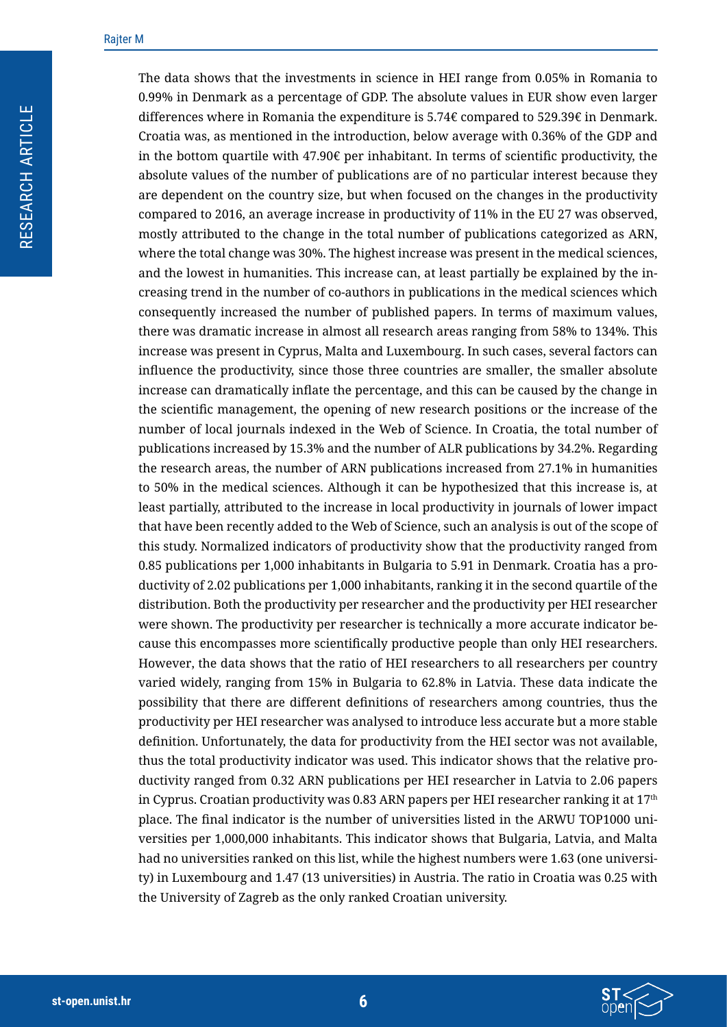The data shows that the investments in science in HEI range from 0.05% in Romania to 0.99% in Denmark as a percentage of GDP. The absolute values in EUR show even larger differences where in Romania the expenditure is 5.74€ compared to 529.39€ in Denmark. Croatia was, as mentioned in the introduction, below average with 0.36% of the GDP and in the bottom quartile with 47.90€ per inhabitant. In terms of scientific productivity, the absolute values of the number of publications are of no particular interest because they are dependent on the country size, but when focused on the changes in the productivity compared to 2016, an average increase in productivity of 11% in the EU 27 was observed, mostly attributed to the change in the total number of publications categorized as ARN, where the total change was 30%. The highest increase was present in the medical sciences, and the lowest in humanities. This increase can, at least partially be explained by the increasing trend in the number of co-authors in publications in the medical sciences which consequently increased the number of published papers. In terms of maximum values, there was dramatic increase in almost all research areas ranging from 58% to 134%. This increase was present in Cyprus, Malta and Luxembourg. In such cases, several factors can influence the productivity, since those three countries are smaller, the smaller absolute increase can dramatically inflate the percentage, and this can be caused by the change in the scientific management, the opening of new research positions or the increase of the number of local journals indexed in the Web of Science. In Croatia, the total number of publications increased by 15.3% and the number of ALR publications by 34.2%. Regarding the research areas, the number of ARN publications increased from 27.1% in humanities to 50% in the medical sciences. Although it can be hypothesized that this increase is, at least partially, attributed to the increase in local productivity in journals of lower impact that have been recently added to the Web of Science, such an analysis is out of the scope of this study. Normalized indicators of productivity show that the productivity ranged from 0.85 publications per 1,000 inhabitants in Bulgaria to 5.91 in Denmark. Croatia has a productivity of 2.02 publications per 1,000 inhabitants, ranking it in the second quartile of the distribution. Both the productivity per researcher and the productivity per HEI researcher were shown. The productivity per researcher is technically a more accurate indicator because this encompasses more scientifically productive people than only HEI researchers. However, the data shows that the ratio of HEI researchers to all researchers per country varied widely, ranging from 15% in Bulgaria to 62.8% in Latvia. These data indicate the possibility that there are different definitions of researchers among countries, thus the productivity per HEI researcher was analysed to introduce less accurate but a more stable definition. Unfortunately, the data for productivity from the HEI sector was not available, thus the total productivity indicator was used. This indicator shows that the relative productivity ranged from 0.32 ARN publications per HEI researcher in Latvia to 2.06 papers in Cyprus. Croatian productivity was 0.83 ARN papers per HEI researcher ranking it at 17th place. The final indicator is the number of universities listed in the ARWU TOP1000 universities per 1,000,000 inhabitants. This indicator shows that Bulgaria, Latvia, and Malta had no universities ranked on this list, while the highest numbers were 1.63 (one university) in Luxembourg and 1.47 (13 universities) in Austria. The ratio in Croatia was 0.25 with the University of Zagreb as the only ranked Croatian university.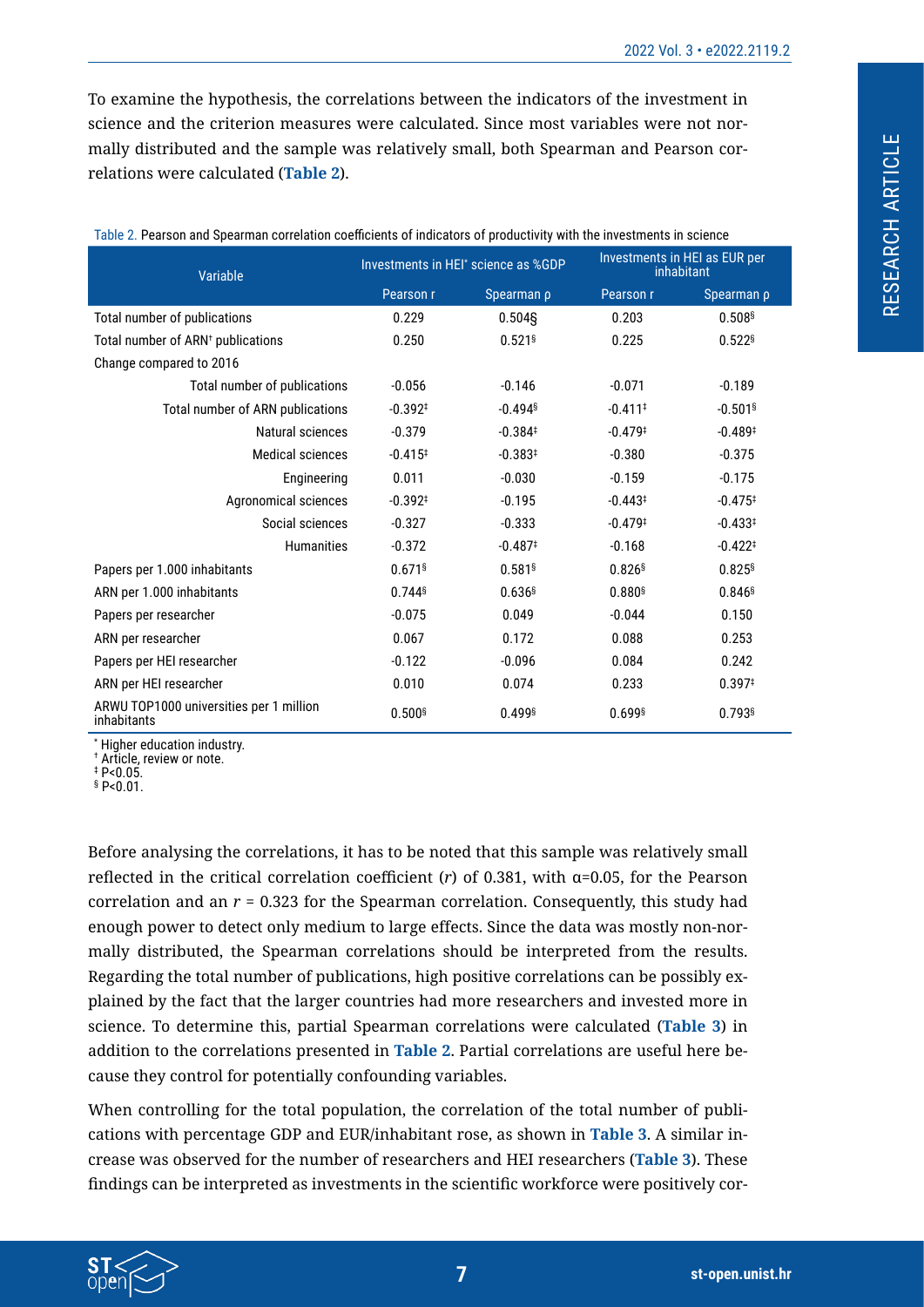To examine the hypothesis, the correlations between the indicators of the investment in science and the criterion measures were calculated. Since most variables were not normally distributed and the sample was relatively small, both Spearman and Pearson correlations were calculated (**Table 2**).

Table 2. Pearson and Spearman correlation coefficients of indicators of productivity with the investments in science

| Variable | Investments in HEI[*] science as %GDP | | Investments in HEI as EUR per inhabitant | |
|---|---|---|---|---|
| | Pearson r | Spearman ρ | Pearson r | Spearman ρ |
| Total number of publications | 0.229 | 0.504§ | 0.203 | 0.508§ |
| Total number of ARN[†] publications | 0.250 | 0.521§ | 0.225 | 0.522§ |
| Change compared to 2016 | | | | |
| Total number of publications | -0.056 | -0.146 | -0.071 | -0.189 |
| Total number of ARN publications | -0.392‡ | -0.494§ | -0.411‡ | -0.501§ |
| Natural sciences | -0.379 | -0.384‡ | -0.479‡ | -0.489‡ |
| Medical sciences | -0.415‡ | -0.383‡ | -0.380 | -0.375 |
| Engineering | 0.011 | -0.030 | -0.159 | -0.175 |
| Agronomical sciences | -0.392‡ | -0.195 | -0.443‡ | -0.475‡ |
| Social sciences | -0.327 | -0.333 | -0.479‡ | -0.433‡ |
| Humanities | -0.372 | -0.487‡ | -0.168 | -0.422‡ |
| Papers per 1.000 inhabitants | 0.671§ | 0.581§ | 0.826§ | 0.825§ |
| ARN per 1.000 inhabitants | 0.744§ | 0.636§ | 0.880§ | 0.846§ |
| Papers per researcher | -0.075 | 0.049 | -0.044 | 0.150 |
| ARN per researcher | 0.067 | 0.172 | 0.088 | 0.253 |
| Papers per HEI researcher | -0.122 | -0.096 | 0.084 | 0.242 |
| ARN per HEI researcher | 0.010 | 0.074 | 0.233 | 0.397‡ |
| ARWU TOP1000 universities per 1 million inhabitants | 0.500§ | 0.499§ | 0.699§ | 0.793§ |

[*] Higher education industry.
[†] Article, review or note.
‡ P<0.05.
§ P<0.01.

Before analysing the correlations, it has to be noted that this sample was relatively small reflected in the critical correlation coefficient ($r$) of 0.381, with $\alpha=0.05$, for the Pearson correlation and an $r = 0.323$ for the Spearman correlation. Consequently, this study had enough power to detect only medium to large effects. Since the data was mostly non-normally distributed, the Spearman correlations should be interpreted from the results. Regarding the total number of publications, high positive correlations can be possibly explained by the fact that the larger countries had more researchers and invested more in science. To determine this, partial Spearman correlations were calculated (**Table 3**) in addition to the correlations presented in **Table 2**. Partial correlations are useful here because they control for potentially confounding variables.

When controlling for the total population, the correlation of the total number of publications with percentage GDP and EUR/inhabitant rose, as shown in **Table 3**. A similar increase was observed for the number of researchers and HEI researchers (**Table 3**). These findings can be interpreted as investments in the scientific workforce were positively cor-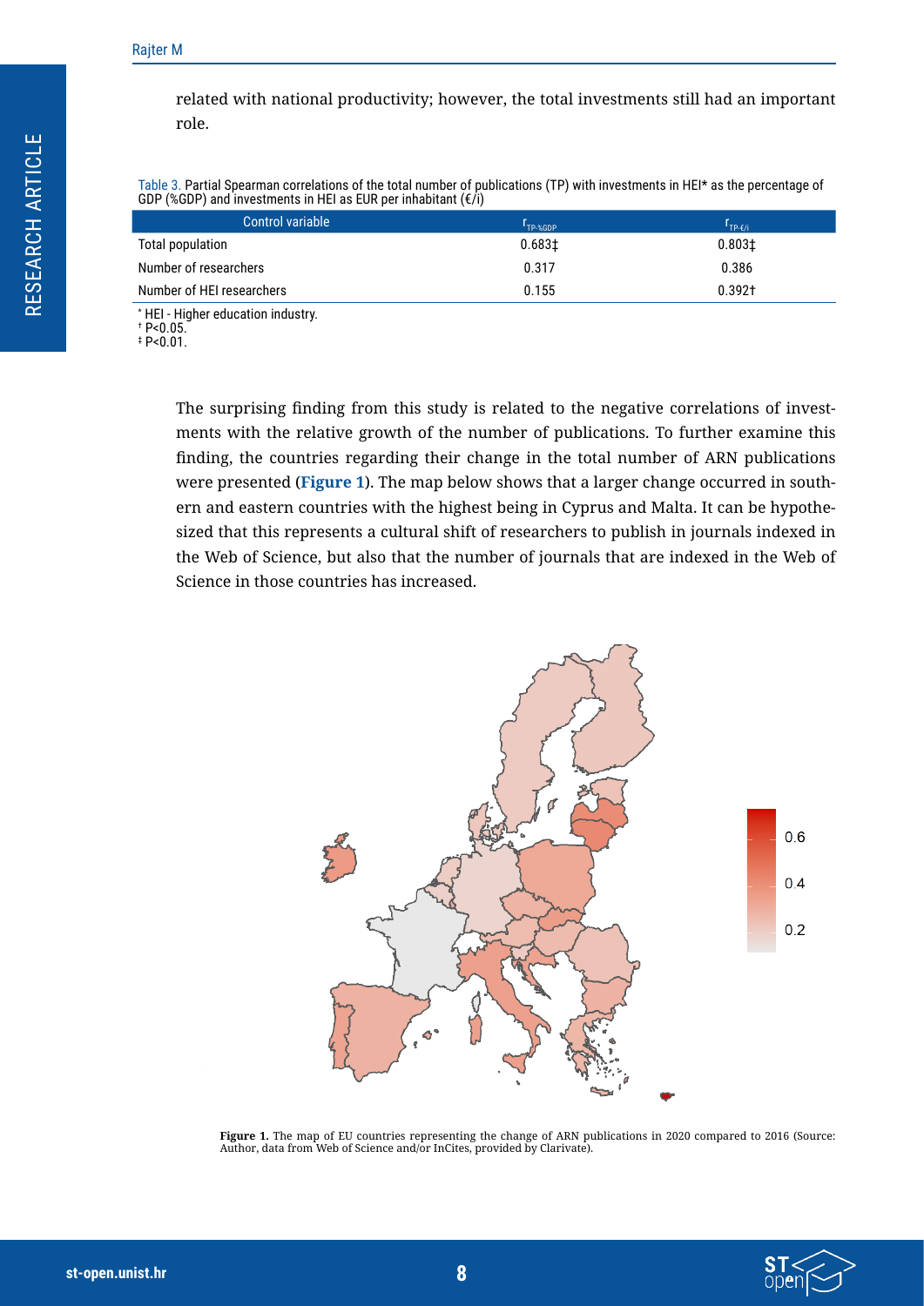related with national productivity; however, the total investments still had an important role.

Table 3. Partial Spearman correlations of the total number of publications (TP) with investments in HEI* as the percentage of GDP (%GDP) and investments in HEI as EUR per inhabitant (€/i)

| Control variable | $r_{TP\text{-}\%GDP}$ | $r_{TP\text{-}€/i}$ |
|---|---|---|
| Total population | 0.683‡ | 0.803‡ |
| Number of researchers | 0.317 | 0.386 |
| Number of HEI researchers | 0.155 | 0.392† |

* HEI - Higher education industry.
† P<0.05.
‡ P<0.01.

The surprising finding from this study is related to the negative correlations of investments with the relative growth of the number of publications. To further examine this finding, the countries regarding their change in the total number of ARN publications were presented (**Figure 1**). The map below shows that a larger change occurred in southern and eastern countries with the highest being in Cyprus and Malta. It can be hypothesized that this represents a cultural shift of researchers to publish in journals indexed in the Web of Science, but also that the number of journals that are indexed in the Web of Science in those countries has increased.

**Figure 1.** The map of EU countries representing the change of ARN publications in 2020 compared to 2016 (Source: Author, data from Web of Science and/or InCites, provided by Clarivate).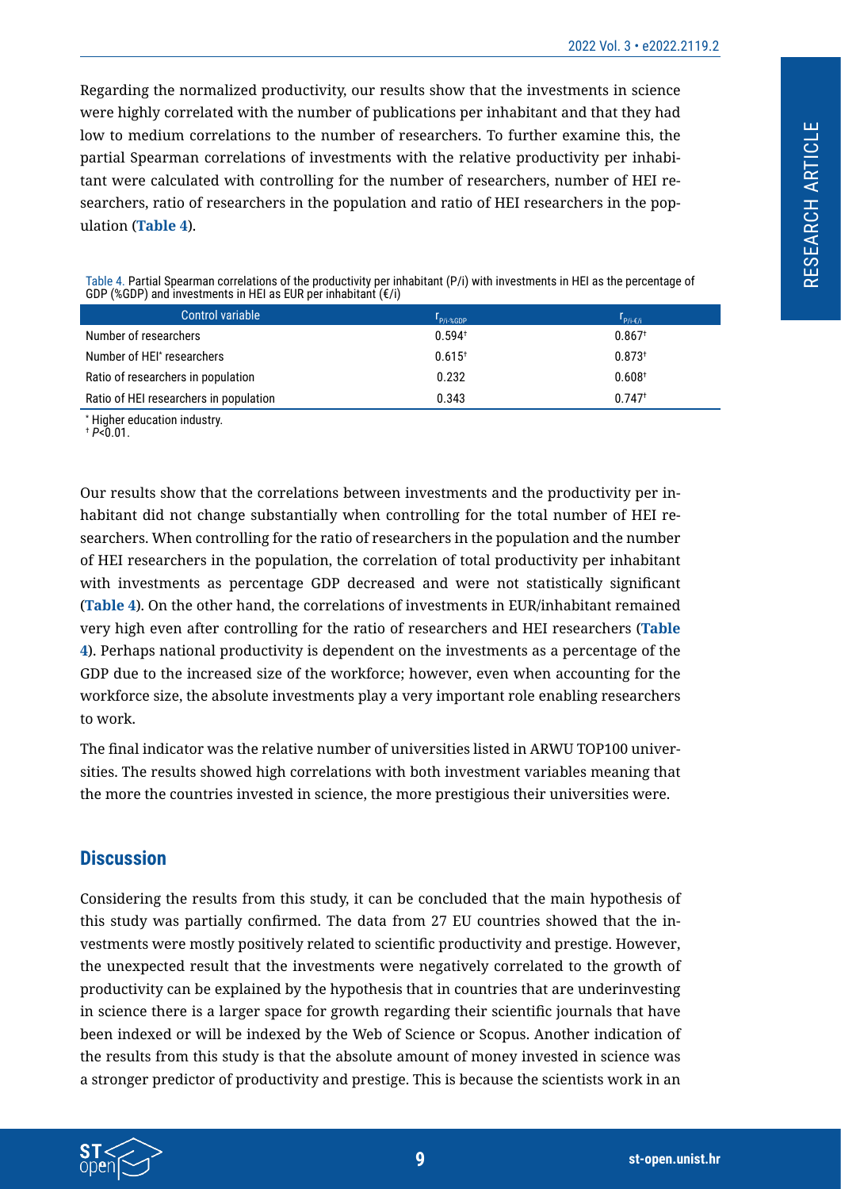Regarding the normalized productivity, our results show that the investments in science were highly correlated with the number of publications per inhabitant and that they had low to medium correlations to the number of researchers. To further examine this, the partial Spearman correlations of investments with the relative productivity per inhabitant were calculated with controlling for the number of researchers, number of HEI researchers, ratio of researchers in the population and ratio of HEI researchers in the population (**Table 4**).

Table 4. Partial Spearman correlations of the productivity per inhabitant (P/i) with investments in HEI as the percentage of GDP (%GDP) and investments in HEI as EUR per inhabitant (€/i)

| Control variable | $r_{P/i\text{-}\%GDP}$ | $r_{P/i\text{-}€/i}$ |
|---|---|---|
| Number of researchers | 0.594[†] | 0.867[†] |
| Number of HEI[*] researchers | 0.615[†] | 0.873[†] |
| Ratio of researchers in population | 0.232 | 0.608[†] |
| Ratio of HEI researchers in population | 0.343 | 0.747[†] |

[*] Higher education industry.
[†] $P<0.01$.

Our results show that the correlations between investments and the productivity per inhabitant did not change substantially when controlling for the total number of HEI researchers. When controlling for the ratio of researchers in the population and the number of HEI researchers in the population, the correlation of total productivity per inhabitant with investments as percentage GDP decreased and were not statistically significant (**Table 4**). On the other hand, the correlations of investments in EUR/inhabitant remained very high even after controlling for the ratio of researchers and HEI researchers (**Table 4**). Perhaps national productivity is dependent on the investments as a percentage of the GDP due to the increased size of the workforce; however, even when accounting for the workforce size, the absolute investments play a very important role enabling researchers to work.

The final indicator was the relative number of universities listed in ARWU TOP100 universities. The results showed high correlations with both investment variables meaning that the more the countries invested in science, the more prestigious their universities were.

## Discussion

Considering the results from this study, it can be concluded that the main hypothesis of this study was partially confirmed. The data from 27 EU countries showed that the investments were mostly positively related to scientific productivity and prestige. However, the unexpected result that the investments were negatively correlated to the growth of productivity can be explained by the hypothesis that in countries that are underinvesting in science there is a larger space for growth regarding their scientific journals that have been indexed or will be indexed by the Web of Science or Scopus. Another indication of the results from this study is that the absolute amount of money invested in science was a stronger predictor of productivity and prestige. This is because the scientists work in an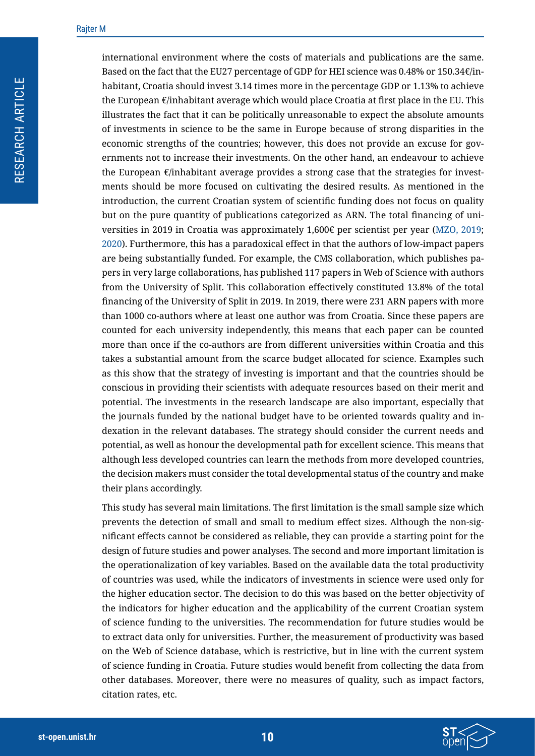international environment where the costs of materials and publications are the same. Based on the fact that the EU27 percentage of GDP for HEI science was 0.48% or 150.34€/inhabitant, Croatia should invest 3.14 times more in the percentage GDP or 1.13% to achieve the European €/inhabitant average which would place Croatia at first place in the EU. This illustrates the fact that it can be politically unreasonable to expect the absolute amounts of investments in science to be the same in Europe because of strong disparities in the economic strengths of the countries; however, this does not provide an excuse for governments not to increase their investments. On the other hand, an endeavour to achieve the European €/inhabitant average provides a strong case that the strategies for investments should be more focused on cultivating the desired results. As mentioned in the introduction, the current Croatian system of scientific funding does not focus on quality but on the pure quantity of publications categorized as ARN. The total financing of universities in 2019 in Croatia was approximately 1,600€ per scientist per year (MZO, 2019; 2020). Furthermore, this has a paradoxical effect in that the authors of low-impact papers are being substantially funded. For example, the CMS collaboration, which publishes papers in very large collaborations, has published 117 papers in Web of Science with authors from the University of Split. This collaboration effectively constituted 13.8% of the total financing of the University of Split in 2019. In 2019, there were 231 ARN papers with more than 1000 co-authors where at least one author was from Croatia. Since these papers are counted for each university independently, this means that each paper can be counted more than once if the co-authors are from different universities within Croatia and this takes a substantial amount from the scarce budget allocated for science. Examples such as this show that the strategy of investing is important and that the countries should be conscious in providing their scientists with adequate resources based on their merit and potential. The investments in the research landscape are also important, especially that the journals funded by the national budget have to be oriented towards quality and indexation in the relevant databases. The strategy should consider the current needs and potential, as well as honour the developmental path for excellent science. This means that although less developed countries can learn the methods from more developed countries, the decision makers must consider the total developmental status of the country and make their plans accordingly.

This study has several main limitations. The first limitation is the small sample size which prevents the detection of small and small to medium effect sizes. Although the non-significant effects cannot be considered as reliable, they can provide a starting point for the design of future studies and power analyses. The second and more important limitation is the operationalization of key variables. Based on the available data the total productivity of countries was used, while the indicators of investments in science were used only for the higher education sector. The decision to do this was based on the better objectivity of the indicators for higher education and the applicability of the current Croatian system of science funding to the universities. The recommendation for future studies would be to extract data only for universities. Further, the measurement of productivity was based on the Web of Science database, which is restrictive, but in line with the current system of science funding in Croatia. Future studies would benefit from collecting the data from other databases. Moreover, there were no measures of quality, such as impact factors, citation rates, etc.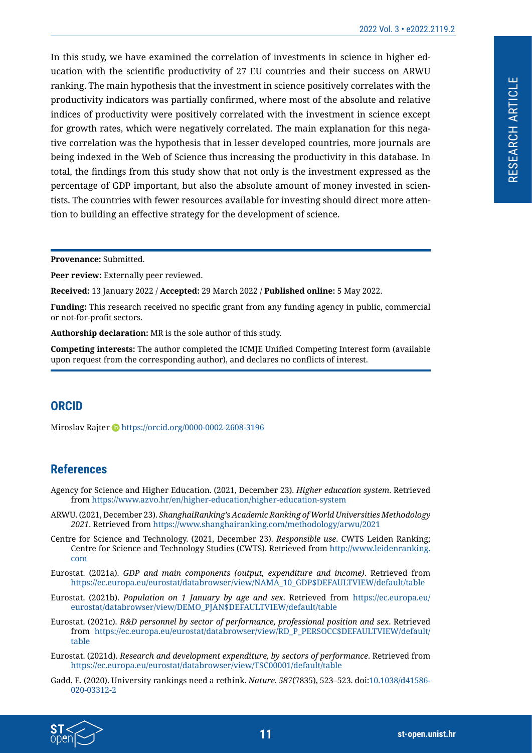In this study, we have examined the correlation of investments in science in higher education with the scientific productivity of 27 EU countries and their success on ARWU ranking. The main hypothesis that the investment in science positively correlates with the productivity indicators was partially confirmed, where most of the absolute and relative indices of productivity were positively correlated with the investment in science except for growth rates, which were negatively correlated. The main explanation for this negative correlation was the hypothesis that in lesser developed countries, more journals are being indexed in the Web of Science thus increasing the productivity in this database. In total, the findings from this study show that not only is the investment expressed as the percentage of GDP important, but also the absolute amount of money invested in scientists. The countries with fewer resources available for investing should direct more attention to building an effective strategy for the development of science.

---

**Provenance:** Submitted.

**Peer review:** Externally peer reviewed.

**Received:** 13 January 2022 / **Accepted:** 29 March 2022 / **Published online:** 5 May 2022.

**Funding:** This research received no specific grant from any funding agency in public, commercial or not-for-profit sectors.

**Authorship declaration:** MR is the sole author of this study.

**Competing interests:** The author completed the ICMJE Unified Competing Interest form (available upon request from the corresponding author), and declares no conflicts of interest.

---

## ORCID

Miroslav Rajter https://orcid.org/0000-0002-2608-3196

## References

Agency for Science and Higher Education. (2021, December 23). *Higher education system*. Retrieved from https://www.azvo.hr/en/higher-education/higher-education-system

ARWU. (2021, December 23). *ShanghaiRanking's Academic Ranking of World Universities Methodology 2021*. Retrieved from https://www.shanghairanking.com/methodology/arwu/2021

Centre for Science and Technology. (2021, December 23). *Responsible use*. CWTS Leiden Ranking; Centre for Science and Technology Studies (CWTS). Retrieved from http://www.leidenranking.com

Eurostat. (2021a). *GDP and main components (output, expenditure and income)*. Retrieved from https://ec.europa.eu/eurostat/databrowser/view/NAMA_10_GDP$DEFAULTVIEW/default/table

Eurostat. (2021b). *Population on 1 January by age and sex*. Retrieved from https://ec.europa.eu/eurostat/databrowser/view/DEMO_PJAN$DEFAULTVIEW/default/table

Eurostat. (2021c). *R&D personnel by sector of performance, professional position and sex*. Retrieved from https://ec.europa.eu/eurostat/databrowser/view/RD_P_PERSOCC$DEFAULTVIEW/default/table

Eurostat. (2021d). *Research and development expenditure, by sectors of performance*. Retrieved from https://ec.europa.eu/eurostat/databrowser/view/TSC00001/default/table

Gadd, E. (2020). University rankings need a rethink. *Nature*, *587*(7835), 523–523. doi:10.1038/d41586-020-03312-2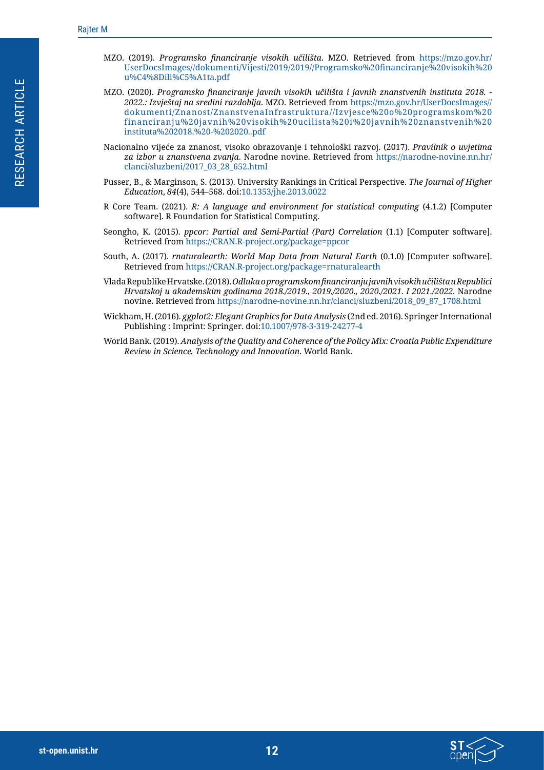MZO. (2019). *Programsko financiranje visokih učilišta*. MZO. Retrieved from https://mzo.gov.hr/UserDocsImages//dokumenti/Vijesti/2019/2019//Programsko%20financiranje%20visokih%20u%C4%8Dili%C5%A1ta.pdf

MZO. (2020). *Programsko financiranje javnih visokih učilišta i javnih znanstvenih instituta 2018. - 2022.: Izvještaj na sredini razdoblja*. MZO. Retrieved from https://mzo.gov.hr/UserDocsImages//dokumenti/Znanost/ZnanstvenaInfrastruktura//Izvjesce%20o%20programskom%20financiranju%20javnih%20visokih%20ucilista%20i%20javnih%20znanstvenih%20instituta%202018.%20-%202020..pdf

Nacionalno vijeće za znanost, visoko obrazovanje i tehnološki razvoj. (2017). *Pravilnik o uvjetima za izbor u znanstvena zvanja*. Narodne novine. Retrieved from https://narodne-novine.nn.hr/clanci/sluzbeni/2017_03_28_652.html

Pusser, B., & Marginson, S. (2013). University Rankings in Critical Perspective. *The Journal of Higher Education*, *84*(4), 544–568. doi:10.1353/jhe.2013.0022

R Core Team. (2021). *R: A language and environment for statistical computing* (4.1.2) [Computer software]. R Foundation for Statistical Computing.

Seongho, K. (2015). *ppcor: Partial and Semi-Partial (Part) Correlation* (1.1) [Computer software]. Retrieved from https://CRAN.R-project.org/package=ppcor

South, A. (2017). *rnaturalearth: World Map Data from Natural Earth* (0.1.0) [Computer software]. Retrieved from https://CRAN.R-project.org/package=rnaturalearth

Vlada Republike Hrvatske. (2018). *Odluka o programskom financiranju javnih visokih učilišta u Republici Hrvatskoj u akademskim godinama 2018./2019., 2019./2020., 2020./2021. I 2021./2022.* Narodne novine. Retrieved from https://narodne-novine.nn.hr/clanci/sluzbeni/2018_09_87_1708.html

Wickham, H. (2016). *ggplot2: Elegant Graphics for Data Analysis* (2nd ed. 2016). Springer International Publishing : Imprint: Springer. doi:10.1007/978-3-319-24277-4

World Bank. (2019). *Analysis of the Quality and Coherence of the Policy Mix: Croatia Public Expenditure Review in Science, Technology and Innovation*. World Bank.